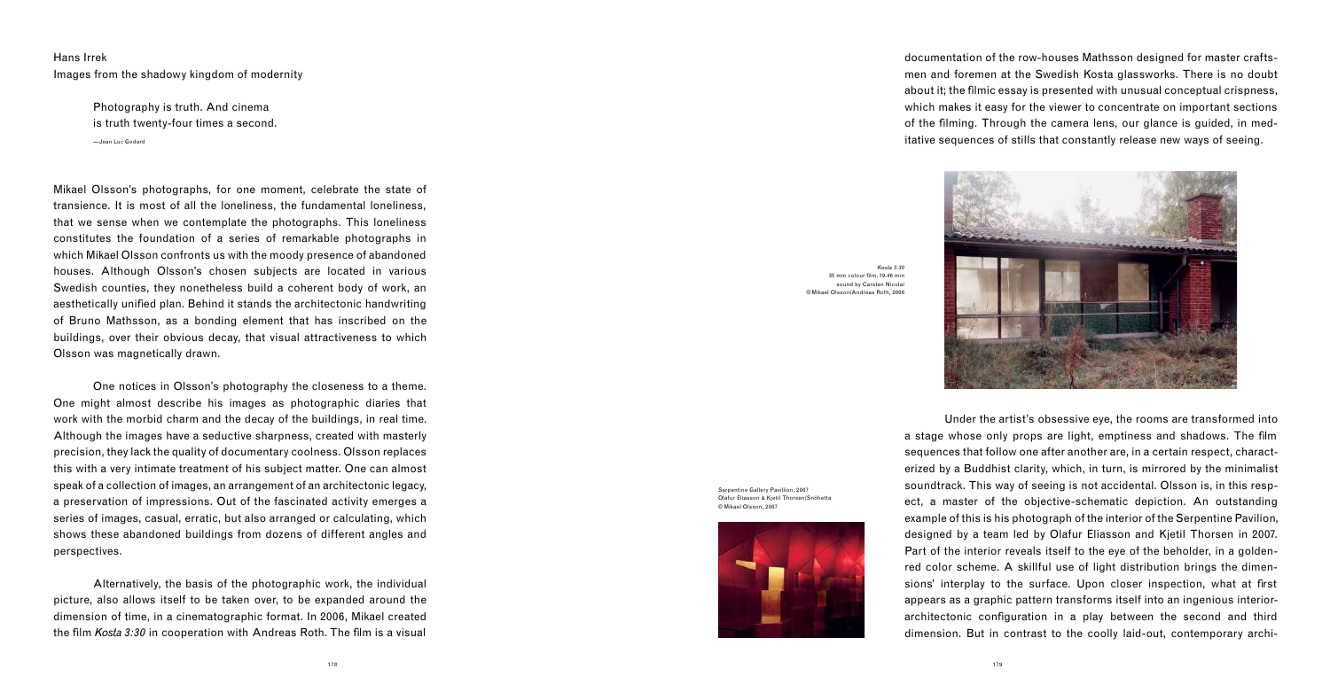Hans Irrek

# Images from the shadowy kingdom of modernity

> Photography is truth. And cinema is truth twenty-four times a second.
>
> —Jean Luc Godard

Mikael Olsson's photographs, for one moment, celebrate the state of transience. It is most of all the loneliness, the fundamental loneliness, that we sense when we contemplate the photographs. This loneliness constitutes the foundation of a series of remarkable photographs in which Mikael Olsson confronts us with the moody presence of abandoned houses. Although Olsson's chosen subjects are located in various Swedish counties, they nonetheless build a coherent body of work, an aesthetically unified plan. Behind it stands the architectonic handwriting of Bruno Mathsson, as a bonding element that has inscribed on the buildings, over their obvious decay, that visual attractiveness to which Olsson was magnetically drawn.

One notices in Olsson's photography the closeness to a theme. One might almost describe his images as photographic diaries that work with the morbid charm and the decay of the buildings, in real time. Although the images have a seductive sharpness, created with masterly precision, they lack the quality of documentary coolness. Olsson replaces this with a very intimate treatment of his subject matter. One can almost speak of a collection of images, an arrangement of an architectonic legacy, a preservation of impressions. Out of the fascinated activity emerges a series of images, casual, erratic, but also arranged or calculating, which shows these abandoned buildings from dozens of different angles and perspectives.

Alternatively, the basis of the photographic work, the individual picture, also allows itself to be taken over, to be expanded around the dimension of time, in a cinematographic format. In 2006, Mikael created the film *Kosta 3:30* in cooperation with Andreas Roth. The film is a visual documentation of the row-houses Mathsson designed for master craftsmen and foremen at the Swedish Kosta glassworks. There is no doubt about it; the filmic essay is presented with unusual conceptual crispness, which makes it easy for the viewer to concentrate on important sections of the filming. Through the camera lens, our glance is guided, in meditative sequences of stills that constantly release new ways of seeing.

*Kosta 3:30*
35 mm colour film, 19.46 min
sound by Carsten Nicolai
© Mikael Olsson/Andreas Roth, 2006

Under the artist's obsessive eye, the rooms are transformed into a stage whose only props are light, emptiness and shadows. The film sequences that follow one after another are, in a certain respect, characterized by a Buddhist clarity, which, in turn, is mirrored by the minimalist soundtrack. This way of seeing is not accidental. Olsson is, in this respect, a master of the objective-schematic depiction. An outstanding example of this is his photograph of the interior of the Serpentine Pavilion, designed by a team led by Olafur Eliasson and Kjetil Thorsen in 2007. Part of the interior reveals itself to the eye of the beholder, in a golden-red color scheme. A skillful use of light distribution brings the dimensions' interplay to the surface. Upon closer inspection, what at first appears as a graphic pattern transforms itself into an ingenious interior-architectonic configuration in a play between the second and third dimension. But in contrast to the coolly laid-out, contemporary archi-

Serpentine Gallery Pavilion, 2007
Olafur Eliasson & Kjetil Thorsen/Snöhetta
© Mikael Olsson, 2007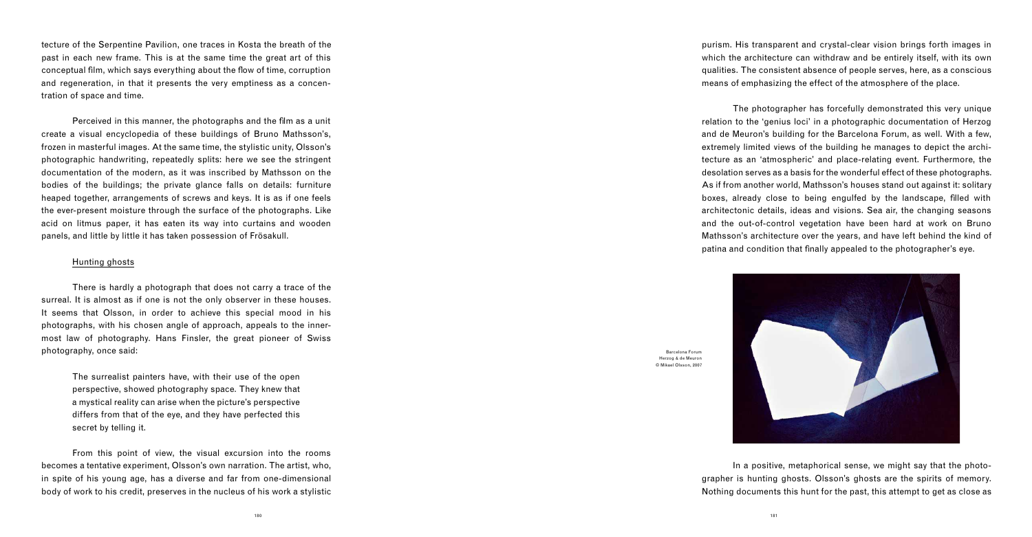tecture of the Serpentine Pavilion, one traces in Kosta the breath of the past in each new frame. This is at the same time the great art of this conceptual film, which says everything about the flow of time, corruption and regeneration, in that it presents the very emptiness as a concentration of space and time.

Perceived in this manner, the photographs and the film as a unit create a visual encyclopedia of these buildings of Bruno Mathsson's, frozen in masterful images. At the same time, the stylistic unity, Olsson's photographic handwriting, repeatedly splits: here we see the stringent documentation of the modern, as it was inscribed by Mathsson on the bodies of the buildings; the private glance falls on details: furniture heaped together, arrangements of screws and keys. It is as if one feels the ever-present moisture through the surface of the photographs. Like acid on litmus paper, it has eaten its way into curtains and wooden panels, and little by little it has taken possession of Frösakull.

## Hunting ghosts

There is hardly a photograph that does not carry a trace of the surreal. It is almost as if one is not the only observer in these houses. It seems that Olsson, in order to achieve this special mood in his photographs, with his chosen angle of approach, appeals to the innermost law of photography. Hans Finsler, the great pioneer of Swiss photography, once said:

> The surrealist painters have, with their use of the open perspective, showed photography space. They knew that a mystical reality can arise when the picture's perspective differs from that of the eye, and they have perfected this secret by telling it.

From this point of view, the visual excursion into the rooms becomes a tentative experiment, Olsson's own narration. The artist, who, in spite of his young age, has a diverse and far from one-dimensional body of work to his credit, preserves in the nucleus of his work a stylistic purism. His transparent and crystal-clear vision brings forth images in which the architecture can withdraw and be entirely itself, with its own qualities. The consistent absence of people serves, here, as a conscious means of emphasizing the effect of the atmosphere of the place.

The photographer has forcefully demonstrated this very unique relation to the 'genius loci' in a photographic documentation of Herzog and de Meuron's building for the Barcelona Forum, as well. With a few, extremely limited views of the building he manages to depict the architecture as an 'atmospheric' and place-relating event. Furthermore, the desolation serves as a basis for the wonderful effect of these photographs. As if from another world, Mathsson's houses stand out against it: solitary boxes, already close to being engulfed by the landscape, filled with architectonic details, ideas and visions. Sea air, the changing seasons and the out-of-control vegetation have been hard at work on Bruno Mathsson's architecture over the years, and have left behind the kind of patina and condition that finally appealed to the photographer's eye.

Barcelona Forum
Herzog & de Meuron
© Mikael Olsson, 2007

In a positive, metaphorical sense, we might say that the photographer is hunting ghosts. Olsson's ghosts are the spirits of memory. Nothing documents this hunt for the past, this attempt to get as close as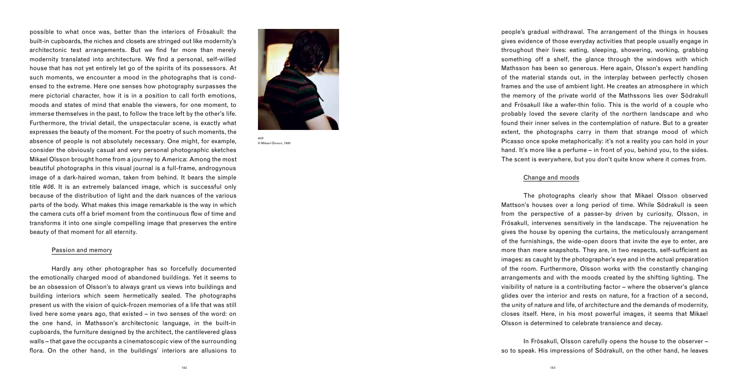possible to what once was, better than the interiors of Frösakull: the built-in cupboards, the niches and closets are stringed out like modernity's architectonic test arrangements. But we find far more than merely modernity translated into architecture. We find a personal, self-willed house that has not yet entirely let go of the spirits of its possessors. At such moments, we encounter a mood in the photographs that is condensed to the extreme. Here one senses how photography surpasses the mere pictorial character, how it is in a position to call forth emotions, moods and states of mind that enable the viewers, for one moment, to immerse themselves in the past, to follow the trace left by the other's life. Furthermore, the trivial detail, the unspectacular scene, is exactly what expresses the beauty of the moment. For the poetry of such moments, the absence of people is not absolutely necessary. One might, for example, consider the obviously casual and very personal photographic sketches Mikael Olsson brought home from a journey to America: Among the most beautiful photographs in this visual journal is a full-frame, androgynous image of a dark-haired woman, taken from behind. It bears the simple title *#06*. It is an extremely balanced image, which is successful only because of the distribution of light and the dark nuances of the various parts of the body. What makes this image remarkable is the way in which the camera cuts off a brief moment from the continuous flow of time and transforms it into one single compelling image that preserves the entire beauty of that moment for all eternity.

#06
© Mikael Olsson, 1995

## Passion and memory

Hardly any other photographer has so forcefully documented the emotionally charged mood of abandoned buildings. Yet it seems to be an obsession of Olsson's to always grant us views into buildings and building interiors which seem hermetically sealed. The photographs present us with the vision of quick-frozen memories of a life that was still lived here some years ago, that existed – in two senses of the word: on the one hand, in Mathsson's architectonic language, in the built-in cupboards, the furniture designed by the architect, the cantilevered glass walls – that gave the occupants a cinematoscopic view of the surrounding flora. On the other hand, in the buildings' interiors are allusions to people's gradual withdrawal. The arrangement of the things in houses gives evidence of those everyday activities that people usually engage in throughout their lives: eating, sleeping, showering, working, grabbing something off a shelf, the glance through the windows with which Mathsson has been so generous. Here again, Olsson's expert handling of the material stands out, in the interplay between perfectly chosen frames and the use of ambient light. He creates an atmosphere in which the memory of the private world of the Mathssons lies over Södrakull and Frösakull like a wafer-thin folio. This is the world of a couple who probably loved the severe clarity of the northern landscape and who found their inner selves in the contemplation of nature. But to a greater extent, the photographs carry in them that strange mood of which Picasso once spoke metaphorically: it's not a reality you can hold in your hand. It's more like a perfume – in front of you, behind you, to the sides. The scent is everywhere, but you don't quite know where it comes from.

## Change and moods

The photographs clearly show that Mikael Olsson observed Mattson's houses over a long period of time. While Södrakull is seen from the perspective of a passer-by driven by curiosity, Olsson, in Frösakull, intervenes sensitively in the landscape. The rejuvenation he gives the house by opening the curtains, the meticulously arrangement of the furnishings, the wide-open doors that invite the eye to enter, are more than mere snapshots. They are, in two respects, self-sufficient as images: as caught by the photographer's eye and in the actual preparation of the room. Furthermore, Olsson works with the constantly changing arrangements and with the moods created by the shifting lighting. The visibility of nature is a contributing factor – where the observer's glance glides over the interior and rests on nature, for a fraction of a second, the unity of nature and life, of architecture and the demands of modernity, closes itself. Here, in his most powerful images, it seems that Mikael Olsson is determined to celebrate transience and decay.

In Frösakull, Olsson carefully opens the house to the observer – so to speak. His impressions of Södrakull, on the other hand, he leaves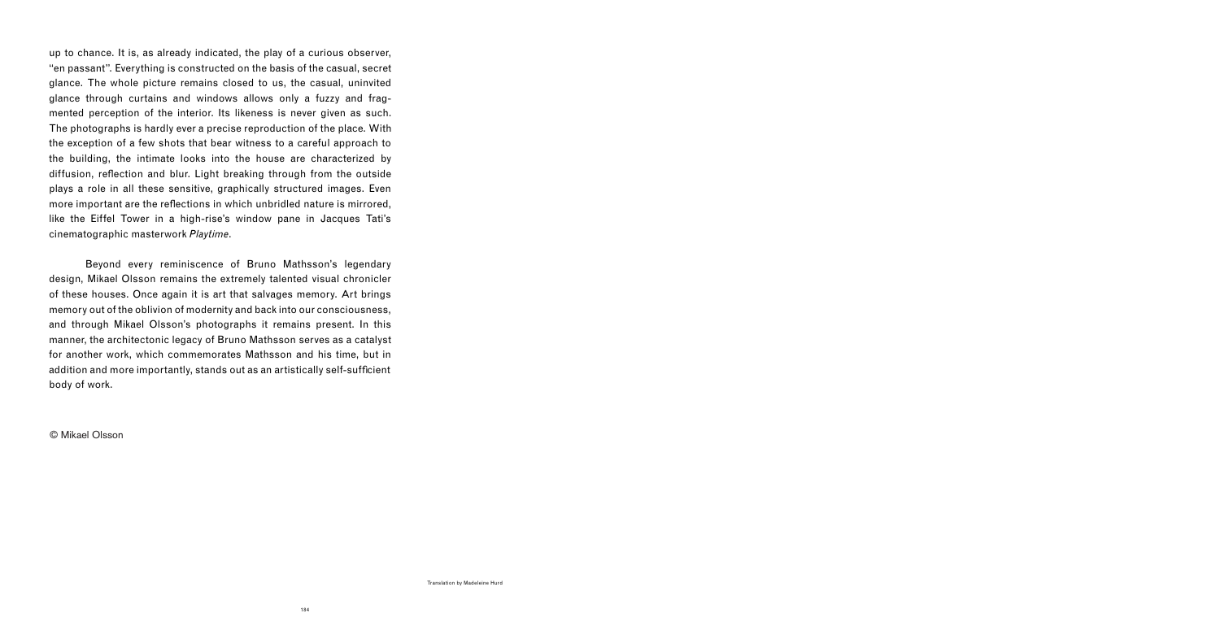up to chance. It is, as already indicated, the play of a curious observer, "en passant". Everything is constructed on the basis of the casual, secret glance. The whole picture remains closed to us, the casual, uninvited glance through curtains and windows allows only a fuzzy and fragmented perception of the interior. Its likeness is never given as such. The photographs is hardly ever a precise reproduction of the place. With the exception of a few shots that bear witness to a careful approach to the building, the intimate looks into the house are characterized by diffusion, reflection and blur. Light breaking through from the outside plays a role in all these sensitive, graphically structured images. Even more important are the reflections in which unbridled nature is mirrored, like the Eiffel Tower in a high-rise's window pane in Jacques Tati's cinematographic masterwork *Playtime*.

Beyond every reminiscence of Bruno Mathsson's legendary design, Mikael Olsson remains the extremely talented visual chronicler of these houses. Once again it is art that salvages memory. Art brings memory out of the oblivion of modernity and back into our consciousness, and through Mikael Olsson's photographs it remains present. In this manner, the architectonic legacy of Bruno Mathsson serves as a catalyst for another work, which commemorates Mathsson and his time, but in addition and more importantly, stands out as an artistically self-sufficient body of work.

© Mikael Olsson

Translation by Madeleine Hurd